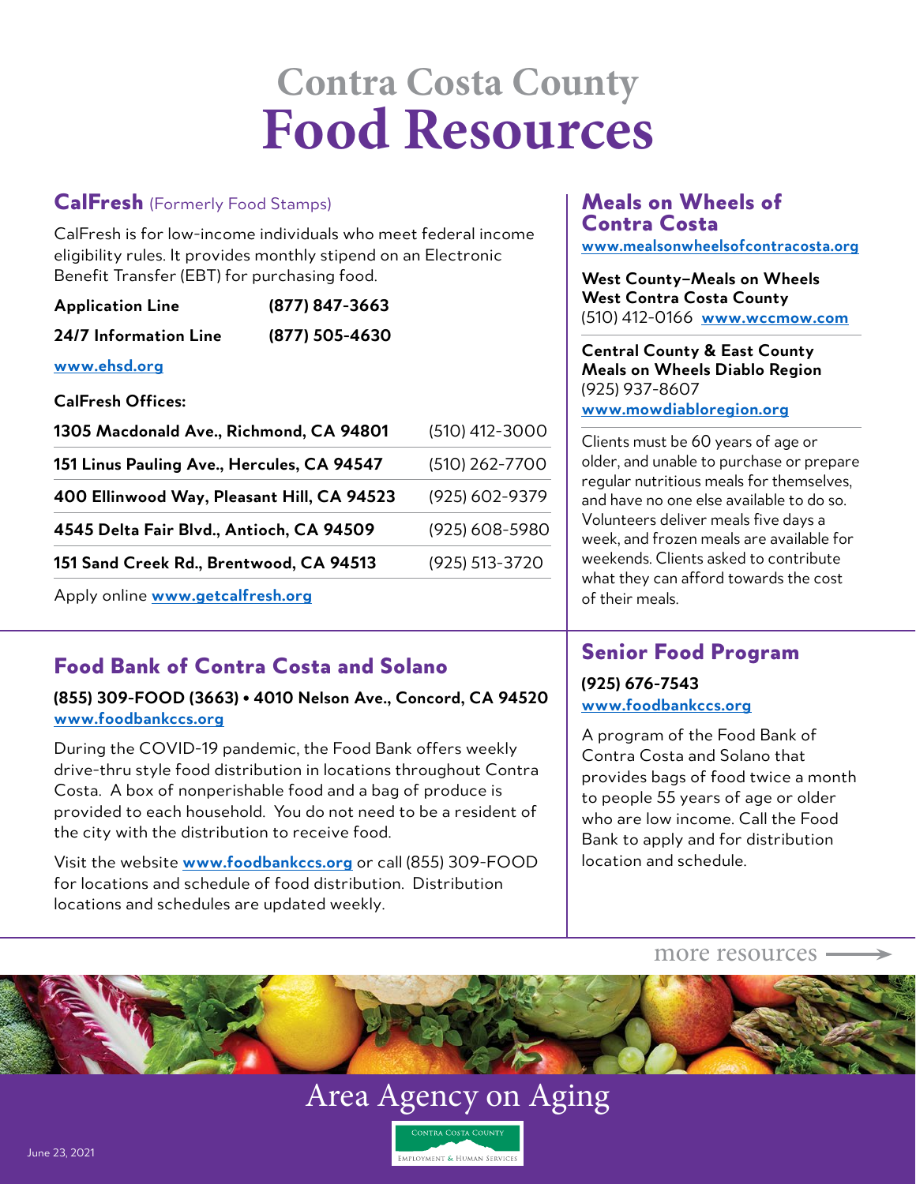# Contra Costa County
# Food Resources

## CalFresh (Formerly Food Stamps)

CalFresh is for low-income individuals who meet federal income eligibility rules. It provides monthly stipend on an Electronic Benefit Transfer (EBT) for purchasing food.

| | |
|---|---|
| **Application Line** | **(877) 847-3663** |
| **24/7 Information Line** | **(877) 505-4630** |

www.ehsd.org

**CalFresh Offices:**

| | |
|---|---|
| **1305 Macdonald Ave., Richmond, CA 94801** | (510) 412-3000 |
| **151 Linus Pauling Ave., Hercules, CA 94547** | (510) 262-7700 |
| **400 Ellinwood Way, Pleasant Hill, CA 94523** | (925) 602-9379 |
| **4545 Delta Fair Blvd., Antioch, CA 94509** | (925) 608-5980 |
| **151 Sand Creek Rd., Brentwood, CA 94513** | (925) 513-3720 |

Apply online **www.getcalfresh.org**

## Meals on Wheels of Contra Costa

**www.mealsonwheelsofcontracosta.org**

**West County–Meals on Wheels**
**West Contra Costa County**
(510) 412-0166 **www.wccmow.com**

**Central County & East County**
**Meals on Wheels Diablo Region**
(925) 937-8607
**www.mowdiabloregion.org**

Clients must be 60 years of age or older, and unable to purchase or prepare regular nutritious meals for themselves, and have no one else available to do so. Volunteers deliver meals five days a week, and frozen meals are available for weekends. Clients asked to contribute what they can afford towards the cost of their meals.

## Food Bank of Contra Costa and Solano

**(855) 309-FOOD (3663) • 4010 Nelson Ave., Concord, CA 94520**
**www.foodbankccs.org**

During the COVID-19 pandemic, the Food Bank offers weekly drive-thru style food distribution in locations throughout Contra Costa. A box of nonperishable food and a bag of produce is provided to each household. You do not need to be a resident of the city with the distribution to receive food.

Visit the website **www.foodbankccs.org** or call (855) 309-FOOD for locations and schedule of food distribution. Distribution locations and schedules are updated weekly.

## Senior Food Program

**(925) 676-7543**
**www.foodbankccs.org**

A program of the Food Bank of Contra Costa and Solano that provides bags of food twice a month to people 55 years of age or older who are low income. Call the Food Bank to apply and for distribution location and schedule.

more resources →

Area Agency on Aging

Contra Costa County
Employment & Human Services

June 23, 2021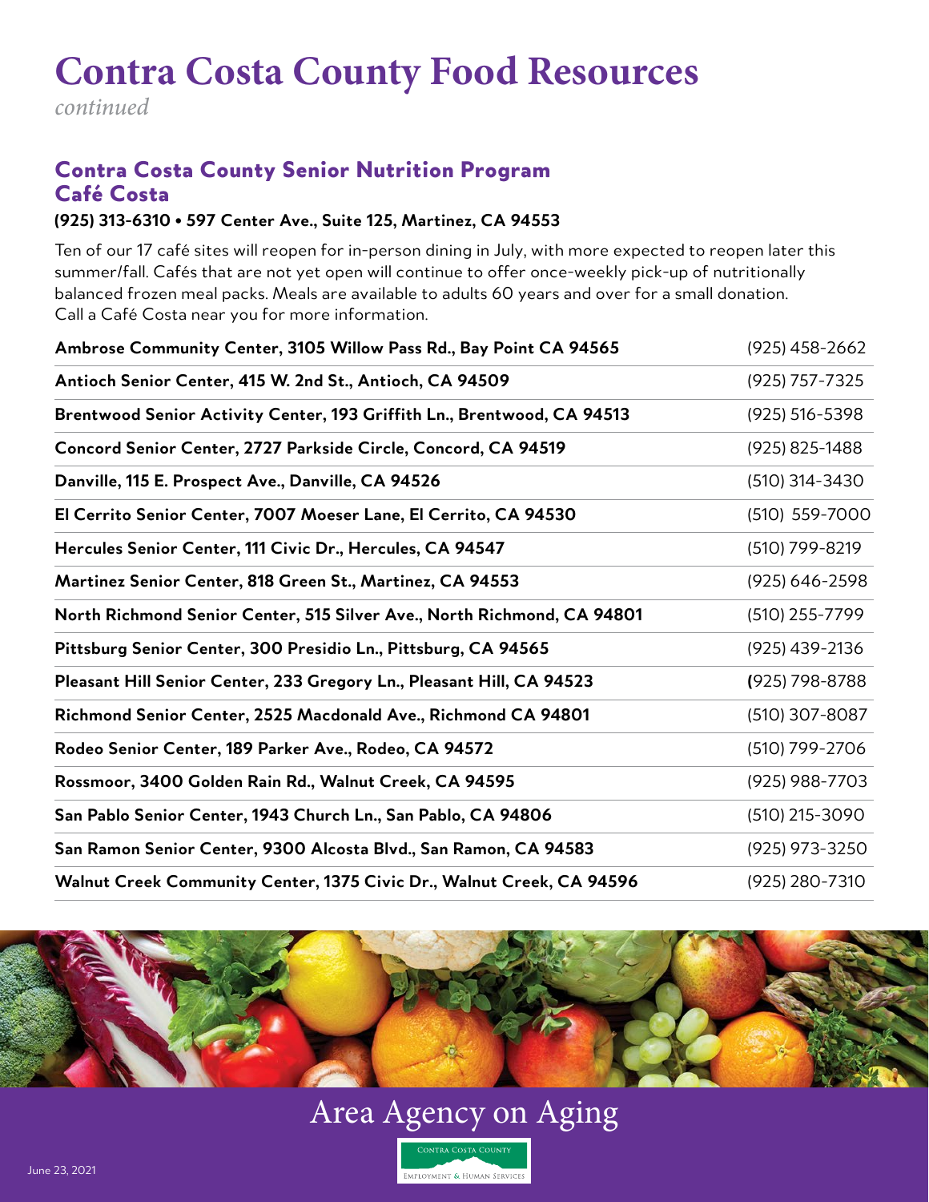# Contra Costa County Food Resources

*continued*

## Contra Costa County Senior Nutrition Program Café Costa

**(925) 313-6310 • 597 Center Ave., Suite 125, Martinez, CA 94553**

Ten of our 17 café sites will reopen for in-person dining in July, with more expected to reopen later this summer/fall. Cafés that are not yet open will continue to offer once-weekly pick-up of nutritionally balanced frozen meal packs. Meals are available to adults 60 years and over for a small donation. Call a Café Costa near you for more information.

| | |
|---|---|
| **Ambrose Community Center, 3105 Willow Pass Rd., Bay Point CA 94565** | (925) 458-2662 |
| **Antioch Senior Center, 415 W. 2nd St., Antioch, CA 94509** | (925) 757-7325 |
| **Brentwood Senior Activity Center, 193 Griffith Ln., Brentwood, CA 94513** | (925) 516-5398 |
| **Concord Senior Center, 2727 Parkside Circle, Concord, CA 94519** | (925) 825-1488 |
| **Danville, 115 E. Prospect Ave., Danville, CA 94526** | (510) 314-3430 |
| **El Cerrito Senior Center, 7007 Moeser Lane, El Cerrito, CA 94530** | (510) 559-7000 |
| **Hercules Senior Center, 111 Civic Dr., Hercules, CA 94547** | (510) 799-8219 |
| **Martinez Senior Center, 818 Green St., Martinez, CA 94553** | (925) 646-2598 |
| **North Richmond Senior Center, 515 Silver Ave., North Richmond, CA 94801** | (510) 255-7799 |
| **Pittsburg Senior Center, 300 Presidio Ln., Pittsburg, CA 94565** | (925) 439-2136 |
| **Pleasant Hill Senior Center, 233 Gregory Ln., Pleasant Hill, CA 94523** | (925) 798-8788 |
| **Richmond Senior Center, 2525 Macdonald Ave., Richmond CA 94801** | (510) 307-8087 |
| **Rodeo Senior Center, 189 Parker Ave., Rodeo, CA 94572** | (510) 799-2706 |
| **Rossmoor, 3400 Golden Rain Rd., Walnut Creek, CA 94595** | (925) 988-7703 |
| **San Pablo Senior Center, 1943 Church Ln., San Pablo, CA 94806** | (510) 215-3090 |
| **San Ramon Senior Center, 9300 Alcosta Blvd., San Ramon, CA 94583** | (925) 973-3250 |
| **Walnut Creek Community Center, 1375 Civic Dr., Walnut Creek, CA 94596** | (925) 280-7310 |

Area Agency on Aging

Contra Costa County Employment & Human Services

June 23, 2021